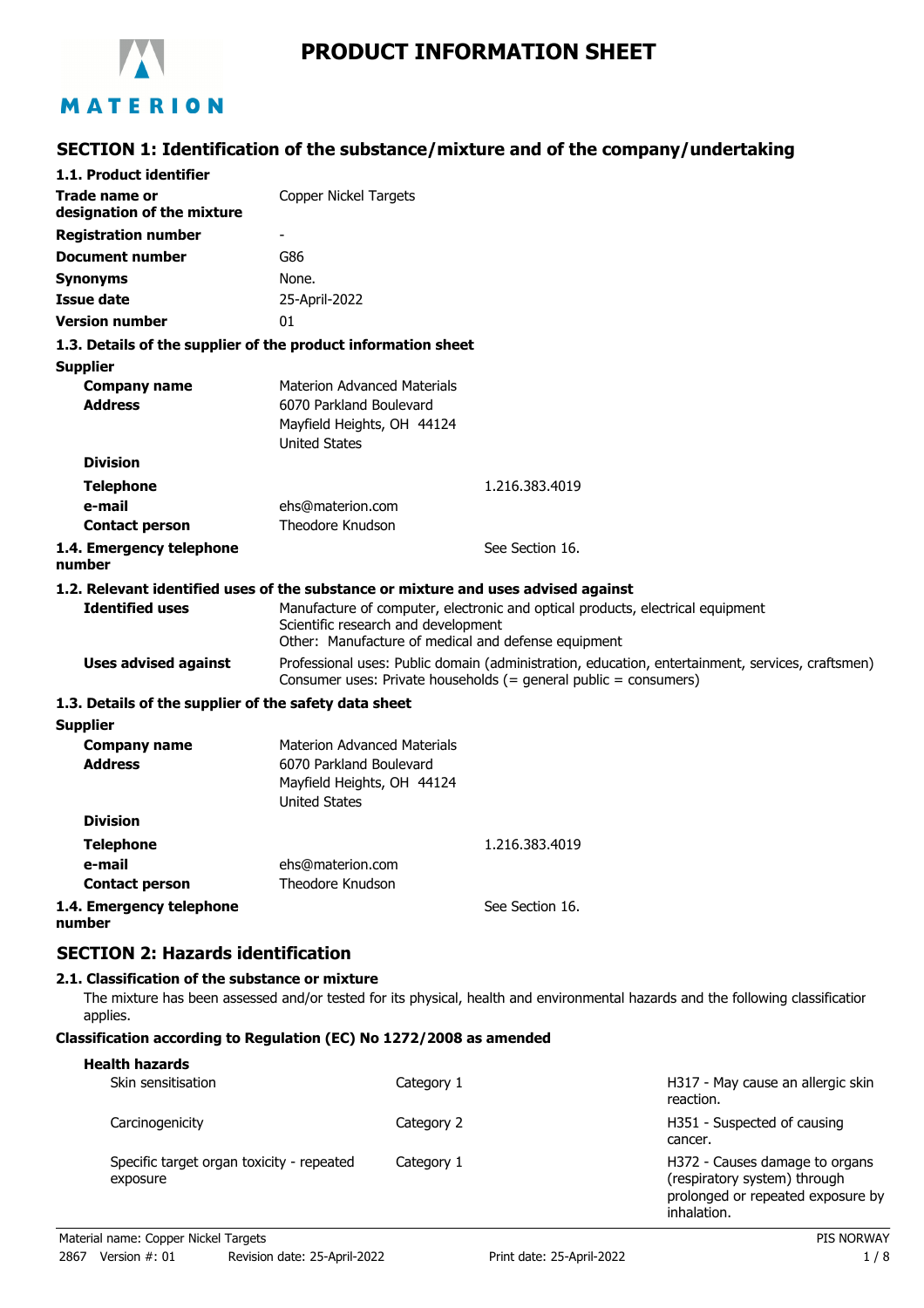# PRODUCT INFORMATION SHEET

MATERION

## SECTION 1: Identification of the substance/mixture and of the company/undertaking

### 1.1. Product identifier

| | |
|---|---|
| **Trade name or designation of the mixture** | Copper Nickel Targets |
| **Registration number** | - |
| **Document number** | G86 |
| **Synonyms** | None. |
| **Issue date** | 25-April-2022 |
| **Version number** | 01 |

### 1.3. Details of the supplier of the product information sheet

**Supplier**

| | |
|---|---|
| **Company name** | Materion Advanced Materials |
| **Address** | 6070 Parkland Boulevard<br>Mayfield Heights, OH 44124<br>United States |
| **Division** | |
| **Telephone** | 1.216.383.4019 |
| **e-mail** | ehs@materion.com |
| **Contact person** | Theodore Knudson |

**1.4. Emergency telephone number** See Section 16.

### 1.2. Relevant identified uses of the substance or mixture and uses advised against

| | |
|---|---|
| **Identified uses** | Manufacture of computer, electronic and optical products, electrical equipment<br>Scientific research and development<br>Other: Manufacture of medical and defense equipment |
| **Uses advised against** | Professional uses: Public domain (administration, education, entertainment, services, craftsmen)<br>Consumer uses: Private households (= general public = consumers) |

### 1.3. Details of the supplier of the safety data sheet

**Supplier**

| | |
|---|---|
| **Company name** | Materion Advanced Materials |
| **Address** | 6070 Parkland Boulevard<br>Mayfield Heights, OH 44124<br>United States |
| **Division** | |
| **Telephone** | 1.216.383.4019 |
| **e-mail** | ehs@materion.com |
| **Contact person** | Theodore Knudson |

**1.4. Emergency telephone number** See Section 16.

## SECTION 2: Hazards identification

### 2.1. Classification of the substance or mixture

The mixture has been assessed and/or tested for its physical, health and environmental hazards and the following classificatior applies.

**Classification according to Regulation (EC) No 1272/2008 as amended**

**Health hazards**

| | | |
|---|---|---|
| Skin sensitisation | Category 1 | H317 - May cause an allergic skin reaction. |
| Carcinogenicity | Category 2 | H351 - Suspected of causing cancer. |
| Specific target organ toxicity - repeated exposure | Category 1 | H372 - Causes damage to organs (respiratory system) through prolonged or repeated exposure by inhalation. |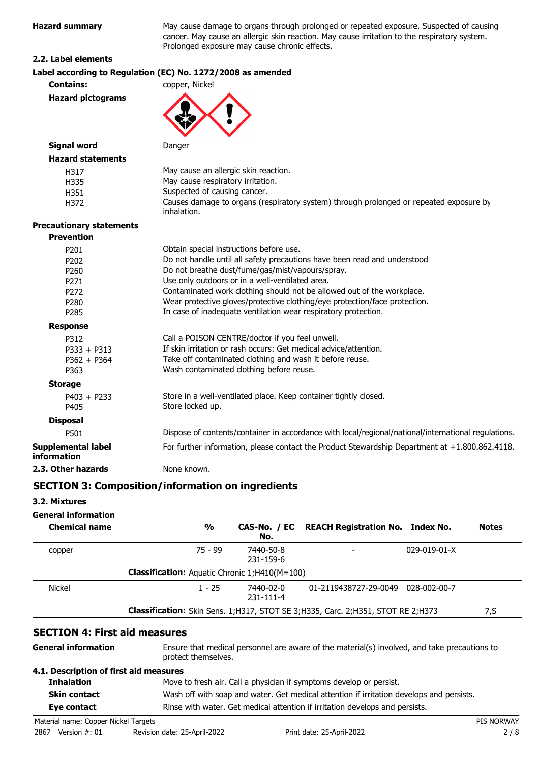**Hazard summary** May cause damage to organs through prolonged or repeated exposure. Suspected of causing cancer. May cause an allergic skin reaction. May cause irritation to the respiratory system. Prolonged exposure may cause chronic effects.

### 2.2. Label elements

**Label according to Regulation (EC) No. 1272/2008 as amended**

**Contains:** copper, Nickel

**Hazard pictograms**

**Signal word** Danger

**Hazard statements**

| | |
|---|---|
| H317 | May cause an allergic skin reaction. |
| H335 | May cause respiratory irritation. |
| H351 | Suspected of causing cancer. |
| H372 | Causes damage to organs (respiratory system) through prolonged or repeated exposure by inhalation. |

**Precautionary statements**

**Prevention**

| | |
|---|---|
| P201 | Obtain special instructions before use. |
| P202 | Do not handle until all safety precautions have been read and understood. |
| P260 | Do not breathe dust/fume/gas/mist/vapours/spray. |
| P271 | Use only outdoors or in a well-ventilated area. |
| P272 | Contaminated work clothing should not be allowed out of the workplace. |
| P280 | Wear protective gloves/protective clothing/eye protection/face protection. |
| P285 | In case of inadequate ventilation wear respiratory protection. |

**Response**

| | |
|---|---|
| P312 | Call a POISON CENTRE/doctor if you feel unwell. |
| P333 + P313 | If skin irritation or rash occurs: Get medical advice/attention. |
| P362 + P364 | Take off contaminated clothing and wash it before reuse. |
| P363 | Wash contaminated clothing before reuse. |

**Storage**

| | |
|---|---|
| P403 + P233 | Store in a well-ventilated place. Keep container tightly closed. |
| P405 | Store locked up. |

**Disposal**

| | |
|---|---|
| P501 | Dispose of contents/container in accordance with local/regional/national/international regulations. |

**Supplemental label information** For further information, please contact the Product Stewardship Department at +1.800.862.4118.

**2.3. Other hazards** None known.

## SECTION 3: Composition/information on ingredients

### 3.2. Mixtures

**General information**

| Chemical name | % | CAS-No. / EC No. | REACH Registration No. | Index No. | Notes |
|---|---|---|---|---|---|
| copper | 75 - 99 | 7440-50-8 231-159-6 | - | 029-019-01-X | |
| | **Classification:** Aquatic Chronic 1;H410(M=100) | | | | |
| Nickel | 1 - 25 | 7440-02-0 231-111-4 | 01-2119438727-29-0049 | 028-002-00-7 | |
| | **Classification:** Skin Sens. 1;H317, STOT SE 3;H335, Carc. 2;H351, STOT RE 2;H373 | | | | 7,S |

## SECTION 4: First aid measures

**General information** Ensure that medical personnel are aware of the material(s) involved, and take precautions to protect themselves.

### 4.1. Description of first aid measures

**Inhalation** Move to fresh air. Call a physician if symptoms develop or persist.

**Skin contact** Wash off with soap and water. Get medical attention if irritation develops and persists.

**Eye contact** Rinse with water. Get medical attention if irritation develops and persists.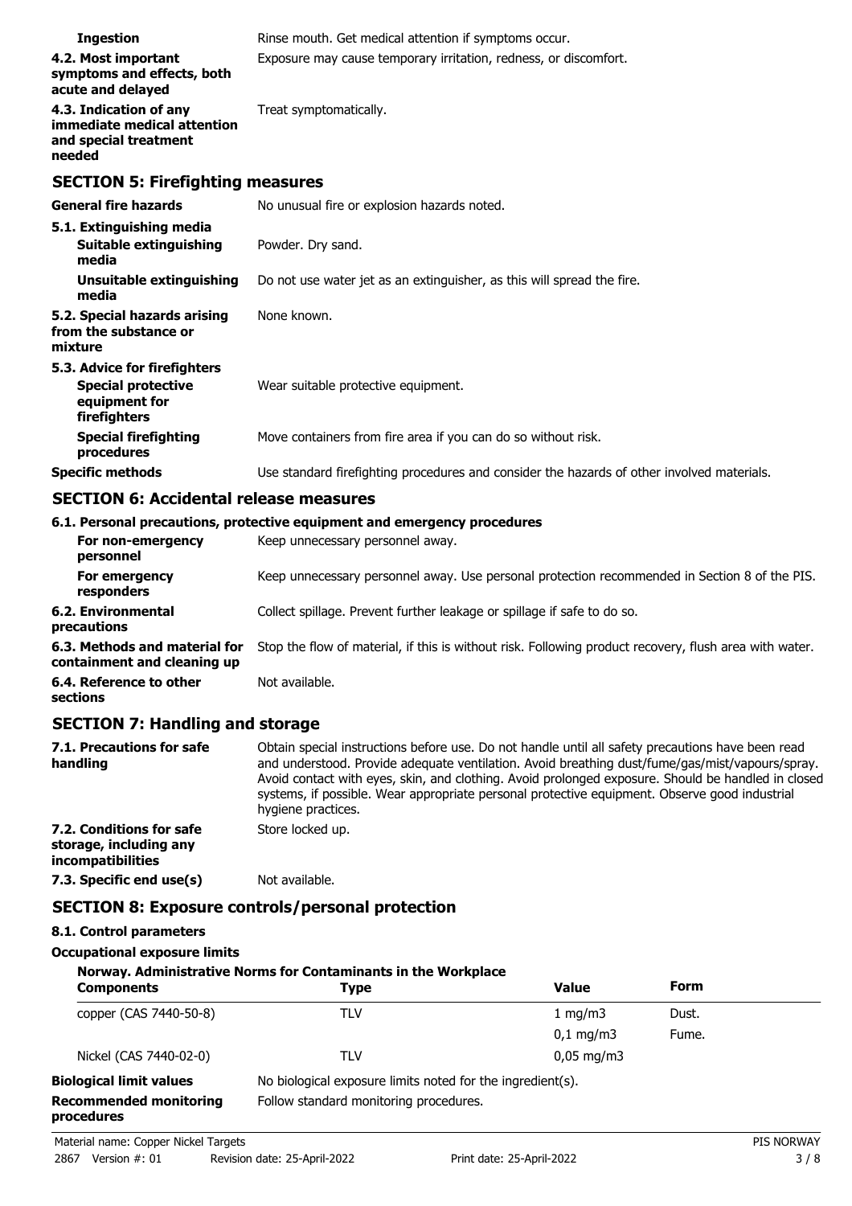| | |
|---|---|
| **Ingestion** | Rinse mouth. Get medical attention if symptoms occur. |
| **4.2. Most important symptoms and effects, both acute and delayed** | Exposure may cause temporary irritation, redness, or discomfort. |
| **4.3. Indication of any immediate medical attention and special treatment needed** | Treat symptomatically. |

## SECTION 5: Firefighting measures

| | |
|---|---|
| **General fire hazards** | No unusual fire or explosion hazards noted. |
| **5.1. Extinguishing media** | |
| **Suitable extinguishing media** | Powder. Dry sand. |
| **Unsuitable extinguishing media** | Do not use water jet as an extinguisher, as this will spread the fire. |
| **5.2. Special hazards arising from the substance or mixture** | None known. |
| **5.3. Advice for firefighters** | |
| **Special protective equipment for firefighters** | Wear suitable protective equipment. |
| **Special firefighting procedures** | Move containers from fire area if you can do so without risk. |
| **Specific methods** | Use standard firefighting procedures and consider the hazards of other involved materials. |

## SECTION 6: Accidental release measures

**6.1. Personal precautions, protective equipment and emergency procedures**

| | |
|---|---|
| **For non-emergency personnel** | Keep unnecessary personnel away. |
| **For emergency responders** | Keep unnecessary personnel away. Use personal protection recommended in Section 8 of the PIS. |
| **6.2. Environmental precautions** | Collect spillage. Prevent further leakage or spillage if safe to do so. |
| **6.3. Methods and material for containment and cleaning up** | Stop the flow of material, if this is without risk. Following product recovery, flush area with water. |
| **6.4. Reference to other sections** | Not available. |

## SECTION 7: Handling and storage

| | |
|---|---|
| **7.1. Precautions for safe handling** | Obtain special instructions before use. Do not handle until all safety precautions have been read and understood. Provide adequate ventilation. Avoid breathing dust/fume/gas/mist/vapours/spray. Avoid contact with eyes, skin, and clothing. Avoid prolonged exposure. Should be handled in closed systems, if possible. Wear appropriate personal protective equipment. Observe good industrial hygiene practices. |
| **7.2. Conditions for safe storage, including any incompatibilities** | Store locked up. |
| **7.3. Specific end use(s)** | Not available. |

## SECTION 8: Exposure controls/personal protection

**8.1. Control parameters**

**Occupational exposure limits**

**Norway. Administrative Norms for Contaminants in the Workplace**

| Components | Type | Value | Form |
|---|---|---|---|
| copper (CAS 7440-50-8) | TLV | 1 mg/m3 | Dust. |
| | | 0,1 mg/m3 | Fume. |
| Nickel (CAS 7440-02-0) | TLV | 0,05 mg/m3 | |

| | |
|---|---|
| **Biological limit values** | No biological exposure limits noted for the ingredient(s). |
| **Recommended monitoring procedures** | Follow standard monitoring procedures. |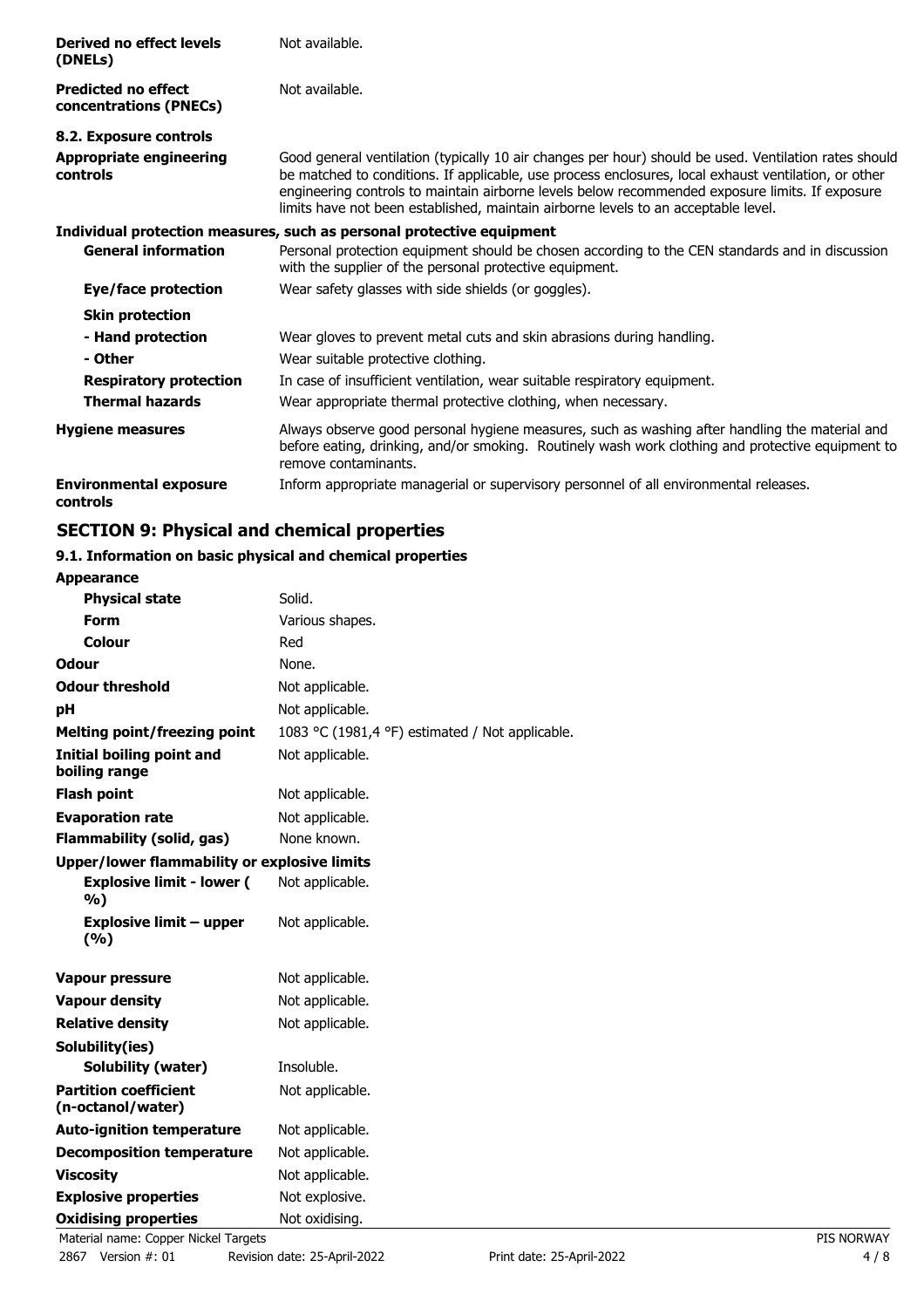| | |
|---|---|
| **Derived no effect levels (DNELs)** | Not available. |
| **Predicted no effect concentrations (PNECs)** | Not available. |

**8.2. Exposure controls**

| | |
|---|---|
| **Appropriate engineering controls** | Good general ventilation (typically 10 air changes per hour) should be used. Ventilation rates should be matched to conditions. If applicable, use process enclosures, local exhaust ventilation, or other engineering controls to maintain airborne levels below recommended exposure limits. If exposure limits have not been established, maintain airborne levels to an acceptable level. |

**Individual protection measures, such as personal protective equipment**

| | |
|---|---|
| **General information** | Personal protection equipment should be chosen according to the CEN standards and in discussion with the supplier of the personal protective equipment. |
| **Eye/face protection** | Wear safety glasses with side shields (or goggles). |
| **Skin protection** | |
| **- Hand protection** | Wear gloves to prevent metal cuts and skin abrasions during handling. |
| **- Other** | Wear suitable protective clothing. |
| **Respiratory protection** | In case of insufficient ventilation, wear suitable respiratory equipment. |
| **Thermal hazards** | Wear appropriate thermal protective clothing, when necessary. |
| **Hygiene measures** | Always observe good personal hygiene measures, such as washing after handling the material and before eating, drinking, and/or smoking. Routinely wash work clothing and protective equipment to remove contaminants. |
| **Environmental exposure controls** | Inform appropriate managerial or supervisory personnel of all environmental releases. |

## SECTION 9: Physical and chemical properties

### 9.1. Information on basic physical and chemical properties

| | |
|---|---|
| **Appearance** | |
| **Physical state** | Solid. |
| **Form** | Various shapes. |
| **Colour** | Red |
| **Odour** | None. |
| **Odour threshold** | Not applicable. |
| **pH** | Not applicable. |
| **Melting point/freezing point** | 1083 °C (1981,4 °F) estimated / Not applicable. |
| **Initial boiling point and boiling range** | Not applicable. |
| **Flash point** | Not applicable. |
| **Evaporation rate** | Not applicable. |
| **Flammability (solid, gas)** | None known. |
| **Upper/lower flammability or explosive limits** | |
| **Explosive limit - lower ( %)** | Not applicable. |
| **Explosive limit – upper (%)** | Not applicable. |
| **Vapour pressure** | Not applicable. |
| **Vapour density** | Not applicable. |
| **Relative density** | Not applicable. |
| **Solubility(ies)** | |
| **Solubility (water)** | Insoluble. |
| **Partition coefficient (n-octanol/water)** | Not applicable. |
| **Auto-ignition temperature** | Not applicable. |
| **Decomposition temperature** | Not applicable. |
| **Viscosity** | Not applicable. |
| **Explosive properties** | Not explosive. |
| **Oxidising properties** | Not oxidising. |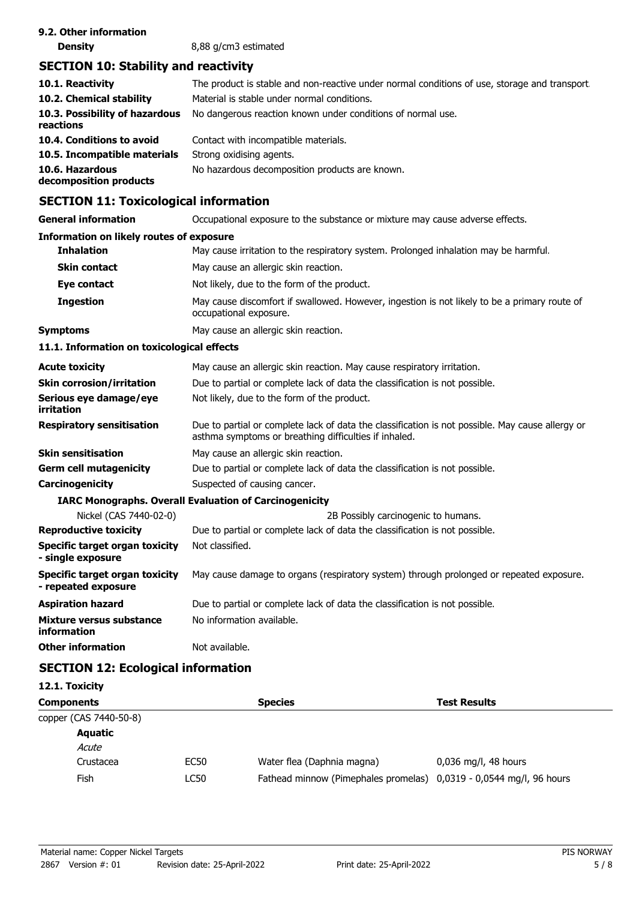### 9.2. Other information

**Density** 8,88 g/cm3 estimated

## SECTION 10: Stability and reactivity

| | |
|---|---|
| **10.1. Reactivity** | The product is stable and non-reactive under normal conditions of use, storage and transport. |
| **10.2. Chemical stability** | Material is stable under normal conditions. |
| **10.3. Possibility of hazardous reactions** | No dangerous reaction known under conditions of normal use. |
| **10.4. Conditions to avoid** | Contact with incompatible materials. |
| **10.5. Incompatible materials** | Strong oxidising agents. |
| **10.6. Hazardous decomposition products** | No hazardous decomposition products are known. |

## SECTION 11: Toxicological information

**General information** Occupational exposure to the substance or mixture may cause adverse effects.

**Information on likely routes of exposure**

| | |
|---|---|
| **Inhalation** | May cause irritation to the respiratory system. Prolonged inhalation may be harmful. |
| **Skin contact** | May cause an allergic skin reaction. |
| **Eye contact** | Not likely, due to the form of the product. |
| **Ingestion** | May cause discomfort if swallowed. However, ingestion is not likely to be a primary route of occupational exposure. |
| **Symptoms** | May cause an allergic skin reaction. |

**11.1. Information on toxicological effects**

| | |
|---|---|
| **Acute toxicity** | May cause an allergic skin reaction. May cause respiratory irritation. |
| **Skin corrosion/irritation** | Due to partial or complete lack of data the classification is not possible. |
| **Serious eye damage/eye irritation** | Not likely, due to the form of the product. |
| **Respiratory sensitisation** | Due to partial or complete lack of data the classification is not possible. May cause allergy or asthma symptoms or breathing difficulties if inhaled. |
| **Skin sensitisation** | May cause an allergic skin reaction. |
| **Germ cell mutagenicity** | Due to partial or complete lack of data the classification is not possible. |
| **Carcinogenicity** | Suspected of causing cancer. |

**IARC Monographs. Overall Evaluation of Carcinogenicity**

| | |
|---|---|
| Nickel (CAS 7440-02-0) | 2B Possibly carcinogenic to humans. |
| **Reproductive toxicity** | Due to partial or complete lack of data the classification is not possible. |
| **Specific target organ toxicity - single exposure** | Not classified. |
| **Specific target organ toxicity - repeated exposure** | May cause damage to organs (respiratory system) through prolonged or repeated exposure. |
| **Aspiration hazard** | Due to partial or complete lack of data the classification is not possible. |
| **Mixture versus substance information** | No information available. |
| **Other information** | Not available. |

## SECTION 12: Ecological information

**12.1. Toxicity**

| **Components** | | **Species** | **Test Results** |
|---|---|---|---|
| copper (CAS 7440-50-8) | | | |
| **Aquatic** | | | |
| *Acute* | | | |
| Crustacea | EC50 | Water flea (Daphnia magna) | 0,036 mg/l, 48 hours |
| Fish | LC50 | Fathead minnow (Pimephales promelas) | 0,0319 - 0,0544 mg/l, 96 hours |

Material name: Copper Nickel Targets

2867 Version #: 01 Revision date: 25-April-2022 Print date: 25-April-2022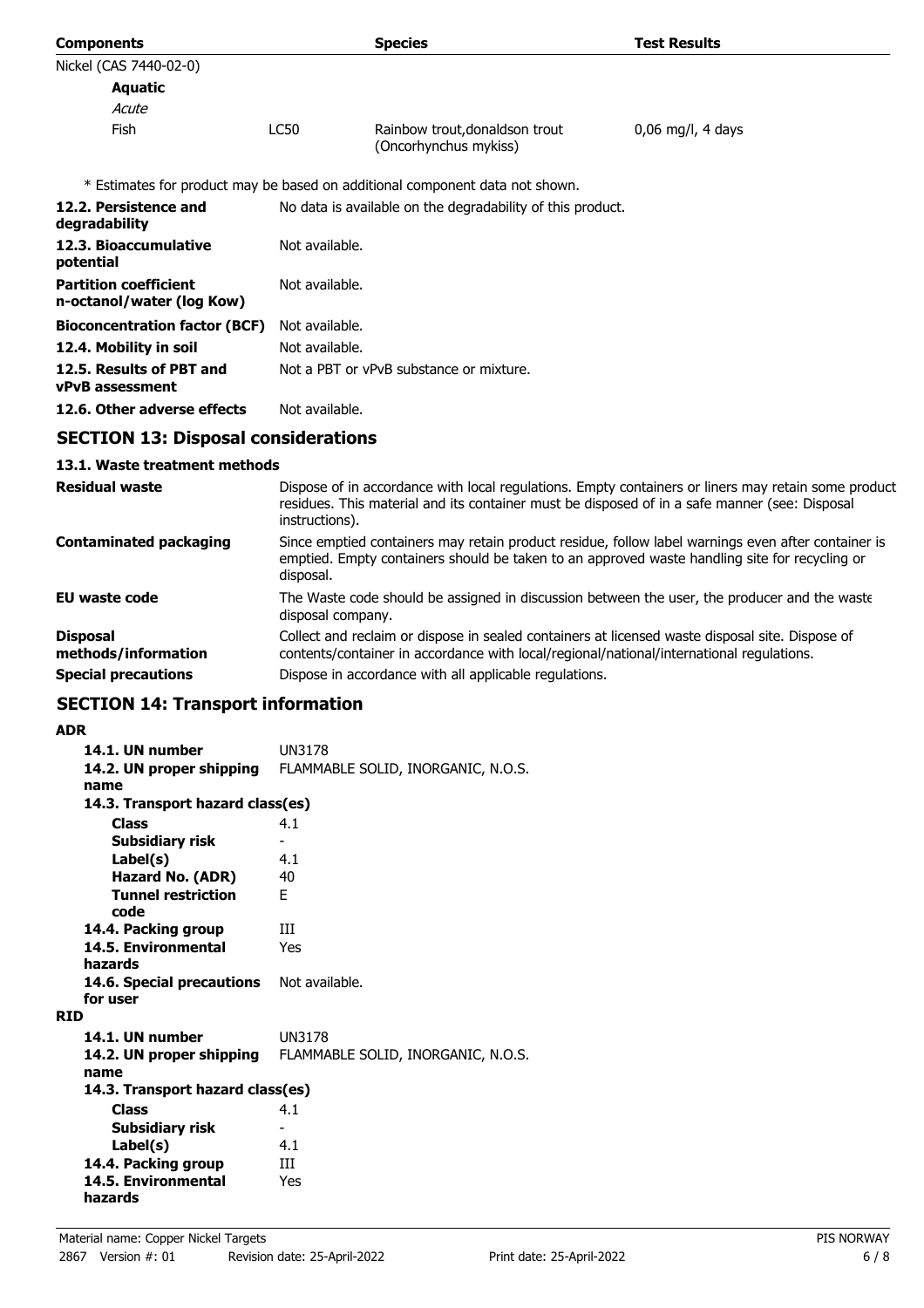| Components | | Species | Test Results |
|---|---|---|---|
| Nickel (CAS 7440-02-0) | | | |
| **Aquatic** | | | |
| *Acute* | | | |
| Fish | LC50 | Rainbow trout,donaldson trout (Oncorhynchus mykiss) | 0,06 mg/l, 4 days |

\* Estimates for product may be based on additional component data not shown.

| | |
|---|---|
| **12.2. Persistence and degradability** | No data is available on the degradability of this product. |
| **12.3. Bioaccumulative potential** | Not available. |
| **Partition coefficient n-octanol/water (log Kow)** | Not available. |
| **Bioconcentration factor (BCF)** | Not available. |
| **12.4. Mobility in soil** | Not available. |
| **12.5. Results of PBT and vPvB assessment** | Not a PBT or vPvB substance or mixture. |
| **12.6. Other adverse effects** | Not available. |

## SECTION 13: Disposal considerations

### 13.1. Waste treatment methods

| | |
|---|---|
| **Residual waste** | Dispose of in accordance with local regulations. Empty containers or liners may retain some product residues. This material and its container must be disposed of in a safe manner (see: Disposal instructions). |
| **Contaminated packaging** | Since emptied containers may retain product residue, follow label warnings even after container is emptied. Empty containers should be taken to an approved waste handling site for recycling or disposal. |
| **EU waste code** | The Waste code should be assigned in discussion between the user, the producer and the waste disposal company. |
| **Disposal methods/information** | Collect and reclaim or dispose in sealed containers at licensed waste disposal site. Dispose of contents/container in accordance with local/regional/national/international regulations. |
| **Special precautions** | Dispose in accordance with all applicable regulations. |

## SECTION 14: Transport information

**ADR**

| | |
|---|---|
| **14.1. UN number** | UN3178 |
| **14.2. UN proper shipping name** | FLAMMABLE SOLID, INORGANIC, N.O.S. |
| **14.3. Transport hazard class(es)** | |
| **Class** | 4.1 |
| **Subsidiary risk** | - |
| **Label(s)** | 4.1 |
| **Hazard No. (ADR)** | 40 |
| **Tunnel restriction code** | E |
| **14.4. Packing group** | III |
| **14.5. Environmental hazards** | Yes |
| **14.6. Special precautions for user** | Not available. |

**RID**

| | |
|---|---|
| **14.1. UN number** | UN3178 |
| **14.2. UN proper shipping name** | FLAMMABLE SOLID, INORGANIC, N.O.S. |
| **14.3. Transport hazard class(es)** | |
| **Class** | 4.1 |
| **Subsidiary risk** | - |
| **Label(s)** | 4.1 |
| **14.4. Packing group** | III |
| **14.5. Environmental hazards** | Yes |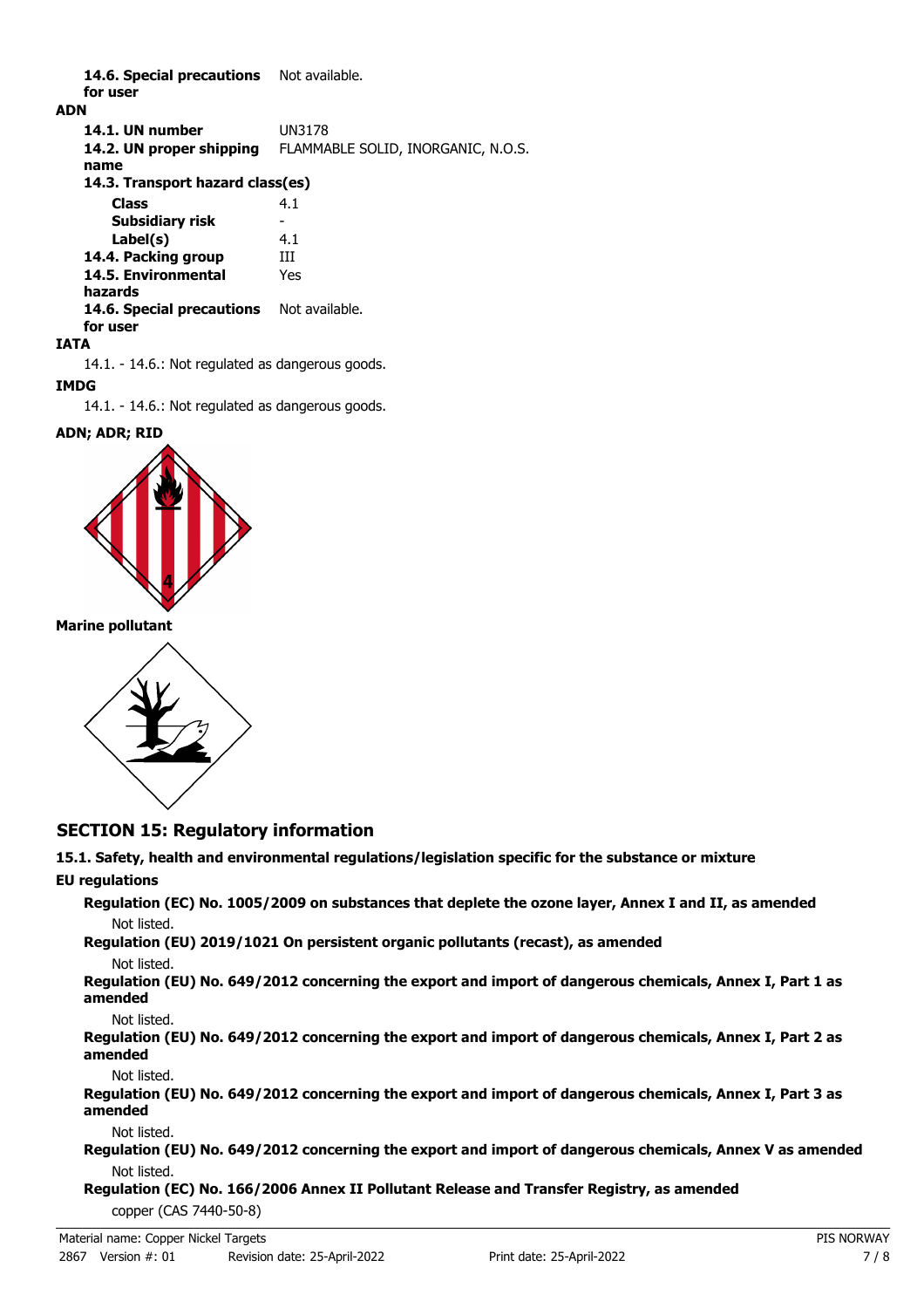**14.6. Special precautions for user** Not available.

**ADN**

| | |
|---|---|
| **14.1. UN number** | UN3178 |
| **14.2. UN proper shipping name** | FLAMMABLE SOLID, INORGANIC, N.O.S. |
| **14.3. Transport hazard class(es)** | |
| **Class** | 4.1 |
| **Subsidiary risk** | - |
| **Label(s)** | 4.1 |
| **14.4. Packing group** | III |
| **14.5. Environmental hazards** | Yes |
| **14.6. Special precautions for user** | Not available. |

**IATA**

14.1. - 14.6.: Not regulated as dangerous goods.

**IMDG**

14.1. - 14.6.: Not regulated as dangerous goods.

**ADN; ADR; RID**

**Marine pollutant**

## SECTION 15: Regulatory information

### 15.1. Safety, health and environmental regulations/legislation specific for the substance or mixture

**EU regulations**

**Regulation (EC) No. 1005/2009 on substances that deplete the ozone layer, Annex I and II, as amended**

Not listed.

**Regulation (EU) 2019/1021 On persistent organic pollutants (recast), as amended**

Not listed.

**Regulation (EU) No. 649/2012 concerning the export and import of dangerous chemicals, Annex I, Part 1 as amended**

Not listed.

**Regulation (EU) No. 649/2012 concerning the export and import of dangerous chemicals, Annex I, Part 2 as amended**

Not listed.

**Regulation (EU) No. 649/2012 concerning the export and import of dangerous chemicals, Annex I, Part 3 as amended**

Not listed.

**Regulation (EU) No. 649/2012 concerning the export and import of dangerous chemicals, Annex V as amended**

Not listed.

**Regulation (EC) No. 166/2006 Annex II Pollutant Release and Transfer Registry, as amended**

copper (CAS 7440-50-8)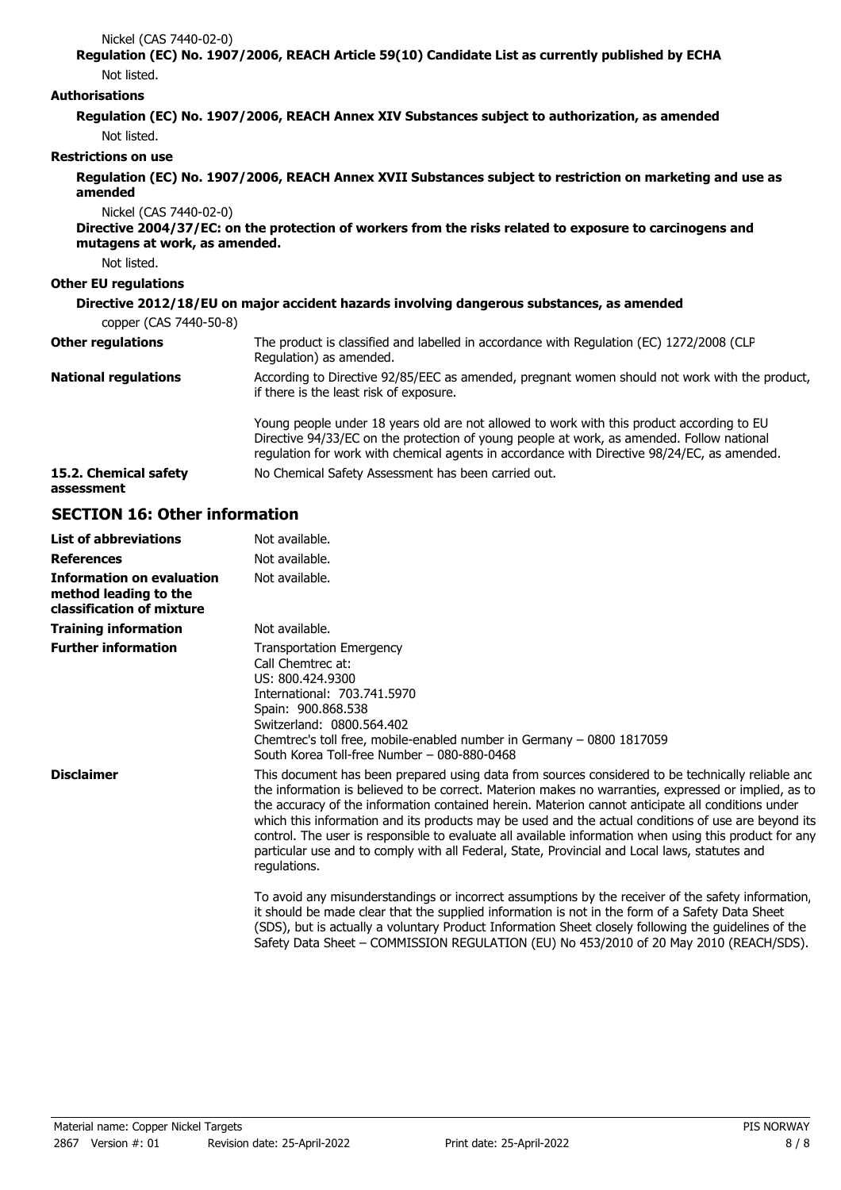Nickel (CAS 7440-02-0)

**Regulation (EC) No. 1907/2006, REACH Article 59(10) Candidate List as currently published by ECHA**

Not listed.

**Authorisations**

**Regulation (EC) No. 1907/2006, REACH Annex XIV Substances subject to authorization, as amended**

Not listed.

**Restrictions on use**

**Regulation (EC) No. 1907/2006, REACH Annex XVII Substances subject to restriction on marketing and use as amended**

Nickel (CAS 7440-02-0)

**Directive 2004/37/EC: on the protection of workers from the risks related to exposure to carcinogens and mutagens at work, as amended.**

Not listed.

**Other EU regulations**

**Directive 2012/18/EU on major accident hazards involving dangerous substances, as amended**

copper (CAS 7440-50-8)

**Other regulations** The product is classified and labelled in accordance with Regulation (EC) 1272/2008 (CLP Regulation) as amended.

**National regulations** According to Directive 92/85/EEC as amended, pregnant women should not work with the product, if there is the least risk of exposure.

Young people under 18 years old are not allowed to work with this product according to EU Directive 94/33/EC on the protection of young people at work, as amended. Follow national regulation for work with chemical agents in accordance with Directive 98/24/EC, as amended.

**15.2. Chemical safety assessment** No Chemical Safety Assessment has been carried out.

## SECTION 16: Other information

**List of abbreviations** Not available.

**References** Not available.

**Information on evaluation method leading to the classification of mixture** Not available.

**Training information** Not available.

**Further information**
Transportation Emergency
Call Chemtrec at:
US: 800.424.9300
International: 703.741.5970
Spain: 900.868.538
Switzerland: 0800.564.402
Chemtrec's toll free, mobile-enabled number in Germany – 0800 1817059
South Korea Toll-free Number – 080-880-0468

**Disclaimer** This document has been prepared using data from sources considered to be technically reliable and the information is believed to be correct. Materion makes no warranties, expressed or implied, as to the accuracy of the information contained herein. Materion cannot anticipate all conditions under which this information and its products may be used and the actual conditions of use are beyond its control. The user is responsible to evaluate all available information when using this product for any particular use and to comply with all Federal, State, Provincial and Local laws, statutes and regulations.

To avoid any misunderstandings or incorrect assumptions by the receiver of the safety information, it should be made clear that the supplied information is not in the form of a Safety Data Sheet (SDS), but is actually a voluntary Product Information Sheet closely following the guidelines of the Safety Data Sheet – COMMISSION REGULATION (EU) No 453/2010 of 20 May 2010 (REACH/SDS).